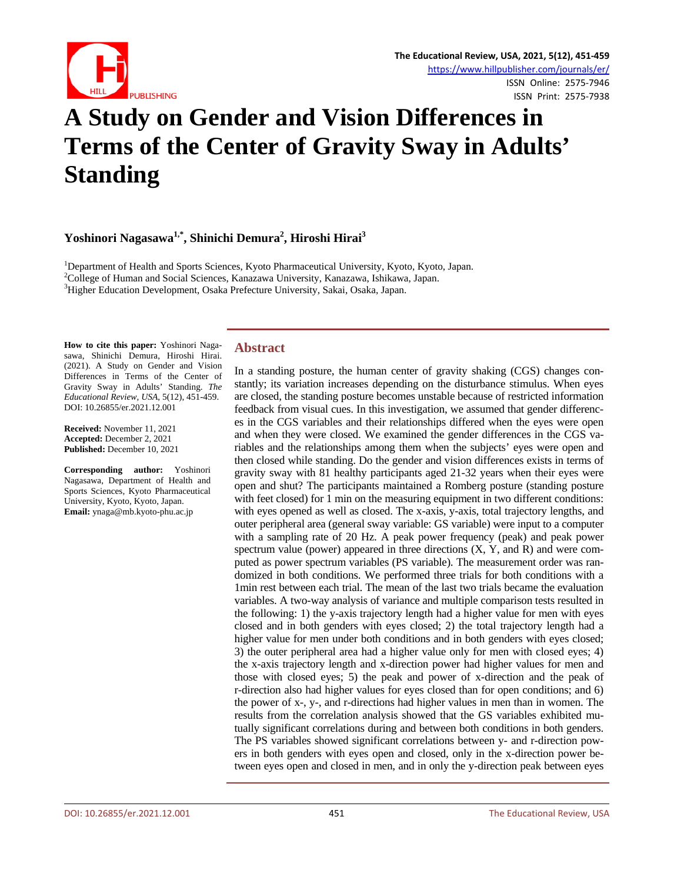# A Study on Gender and Vision Differences in Terms of the Center of Gravity Sway in Adults' Standing

**Yoshinori Nagasawa[1,*], Shinichi Demura[2], Hiroshi Hirai[3]**

[1]Department of Health and Sports Sciences, Kyoto Pharmaceutical University, Kyoto, Kyoto, Japan.
[2]College of Human and Social Sciences, Kanazawa University, Kanazawa, Ishikawa, Japan.
[3]Higher Education Development, Osaka Prefecture University, Sakai, Osaka, Japan.

**How to cite this paper:** Yoshinori Nagasawa, Shinichi Demura, Hiroshi Hirai. (2021). A Study on Gender and Vision Differences in Terms of the Center of Gravity Sway in Adults' Standing. *The Educational Review, USA*, 5(12), 451-459. DOI: 10.26855/er.2021.12.001

**Received:** November 11, 2021
**Accepted:** December 2, 2021
**Published:** December 10, 2021

**Corresponding author:** Yoshinori Nagasawa, Department of Health and Sports Sciences, Kyoto Pharmaceutical University, Kyoto, Kyoto, Japan.
**Email:** ynaga@mb.kyoto-phu.ac.jp

## Abstract

In a standing posture, the human center of gravity shaking (CGS) changes constantly; its variation increases depending on the disturbance stimulus. When eyes are closed, the standing posture becomes unstable because of restricted information feedback from visual cues. In this investigation, we assumed that gender differences in the CGS variables and their relationships differed when the eyes were open and when they were closed. We examined the gender differences in the CGS variables and the relationships among them when the subjects' eyes were open and then closed while standing. Do the gender and vision differences exists in terms of gravity sway with 81 healthy participants aged 21-32 years when their eyes were open and shut? The participants maintained a Romberg posture (standing posture with feet closed) for 1 min on the measuring equipment in two different conditions: with eyes opened as well as closed. The x-axis, y-axis, total trajectory lengths, and outer peripheral area (general sway variable: GS variable) were input to a computer with a sampling rate of 20 Hz. A peak power frequency (peak) and peak power spectrum value (power) appeared in three directions (X, Y, and R) and were computed as power spectrum variables (PS variable). The measurement order was randomized in both conditions. We performed three trials for both conditions with a 1min rest between each trial. The mean of the last two trials became the evaluation variables. A two-way analysis of variance and multiple comparison tests resulted in the following: 1) the y-axis trajectory length had a higher value for men with eyes closed and in both genders with eyes closed; 2) the total trajectory length had a higher value for men under both conditions and in both genders with eyes closed; 3) the outer peripheral area had a higher value only for men with closed eyes; 4) the x-axis trajectory length and x-direction power had higher values for men and those with closed eyes; 5) the peak and power of x-direction and the peak of r-direction also had higher values for eyes closed than for open conditions; and 6) the power of x-, y-, and r-directions had higher values in men than in women. The results from the correlation analysis showed that the GS variables exhibited mutually significant correlations during and between both conditions in both genders. The PS variables showed significant correlations between y- and r-direction powers in both genders with eyes open and closed, only in the x-direction power between eyes open and closed in men, and in only the y-direction peak between eyes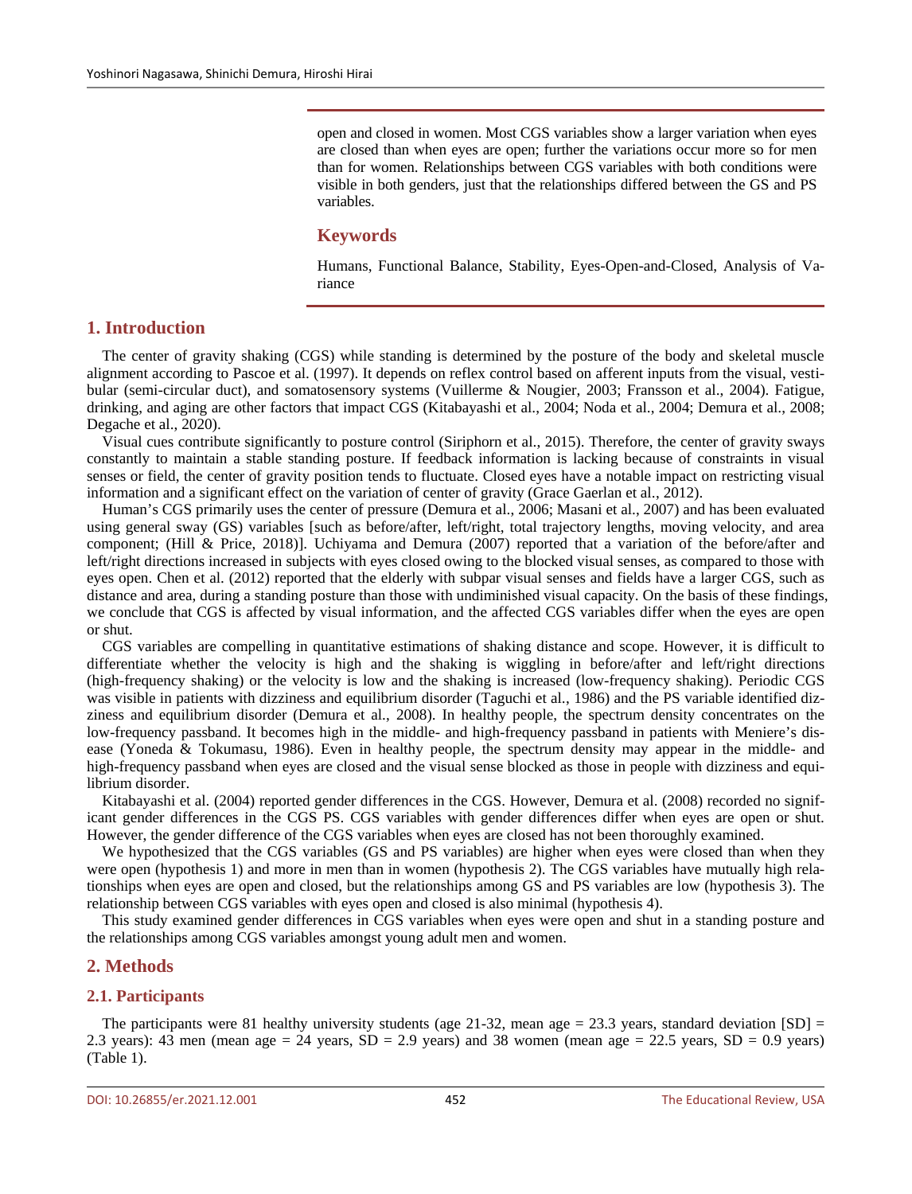open and closed in women. Most CGS variables show a larger variation when eyes are closed than when eyes are open; further the variations occur more so for men than for women. Relationships between CGS variables with both conditions were visible in both genders, just that the relationships differed between the GS and PS variables.

## Keywords

Humans, Functional Balance, Stability, Eyes-Open-and-Closed, Analysis of Variance

## 1. Introduction

The center of gravity shaking (CGS) while standing is determined by the posture of the body and skeletal muscle alignment according to Pascoe et al. (1997). It depends on reflex control based on afferent inputs from the visual, vestibular (semi-circular duct), and somatosensory systems (Vuillerme & Nougier, 2003; Fransson et al., 2004). Fatigue, drinking, and aging are other factors that impact CGS (Kitabayashi et al., 2004; Noda et al., 2004; Demura et al., 2008; Degache et al., 2020).

Visual cues contribute significantly to posture control (Siriphorn et al., 2015). Therefore, the center of gravity sways constantly to maintain a stable standing posture. If feedback information is lacking because of constraints in visual senses or field, the center of gravity position tends to fluctuate. Closed eyes have a notable impact on restricting visual information and a significant effect on the variation of center of gravity (Grace Gaerlan et al., 2012).

Human's CGS primarily uses the center of pressure (Demura et al., 2006; Masani et al., 2007) and has been evaluated using general sway (GS) variables [such as before/after, left/right, total trajectory lengths, moving velocity, and area component; (Hill & Price, 2018)]. Uchiyama and Demura (2007) reported that a variation of the before/after and left/right directions increased in subjects with eyes closed owing to the blocked visual senses, as compared to those with eyes open. Chen et al. (2012) reported that the elderly with subpar visual senses and fields have a larger CGS, such as distance and area, during a standing posture than those with undiminished visual capacity. On the basis of these findings, we conclude that CGS is affected by visual information, and the affected CGS variables differ when the eyes are open or shut.

CGS variables are compelling in quantitative estimations of shaking distance and scope. However, it is difficult to differentiate whether the velocity is high and the shaking is wiggling in before/after and left/right directions (high-frequency shaking) or the velocity is low and the shaking is increased (low-frequency shaking). Periodic CGS was visible in patients with dizziness and equilibrium disorder (Taguchi et al., 1986) and the PS variable identified dizziness and equilibrium disorder (Demura et al., 2008). In healthy people, the spectrum density concentrates on the low-frequency passband. It becomes high in the middle- and high-frequency passband in patients with Meniere's disease (Yoneda & Tokumasu, 1986). Even in healthy people, the spectrum density may appear in the middle- and high-frequency passband when eyes are closed and the visual sense blocked as those in people with dizziness and equilibrium disorder.

Kitabayashi et al. (2004) reported gender differences in the CGS. However, Demura et al. (2008) recorded no significant gender differences in the CGS PS. CGS variables with gender differences differ when eyes are open or shut. However, the gender difference of the CGS variables when eyes are closed has not been thoroughly examined.

We hypothesized that the CGS variables (GS and PS variables) are higher when eyes were closed than when they were open (hypothesis 1) and more in men than in women (hypothesis 2). The CGS variables have mutually high relationships when eyes are open and closed, but the relationships among GS and PS variables are low (hypothesis 3). The relationship between CGS variables with eyes open and closed is also minimal (hypothesis 4).

This study examined gender differences in CGS variables when eyes were open and shut in a standing posture and the relationships among CGS variables amongst young adult men and women.

## 2. Methods

### 2.1. Participants

The participants were 81 healthy university students (age 21-32, mean age = 23.3 years, standard deviation [SD] = 2.3 years): 43 men (mean age = 24 years, SD = 2.9 years) and 38 women (mean age = 22.5 years, SD = 0.9 years) (Table 1).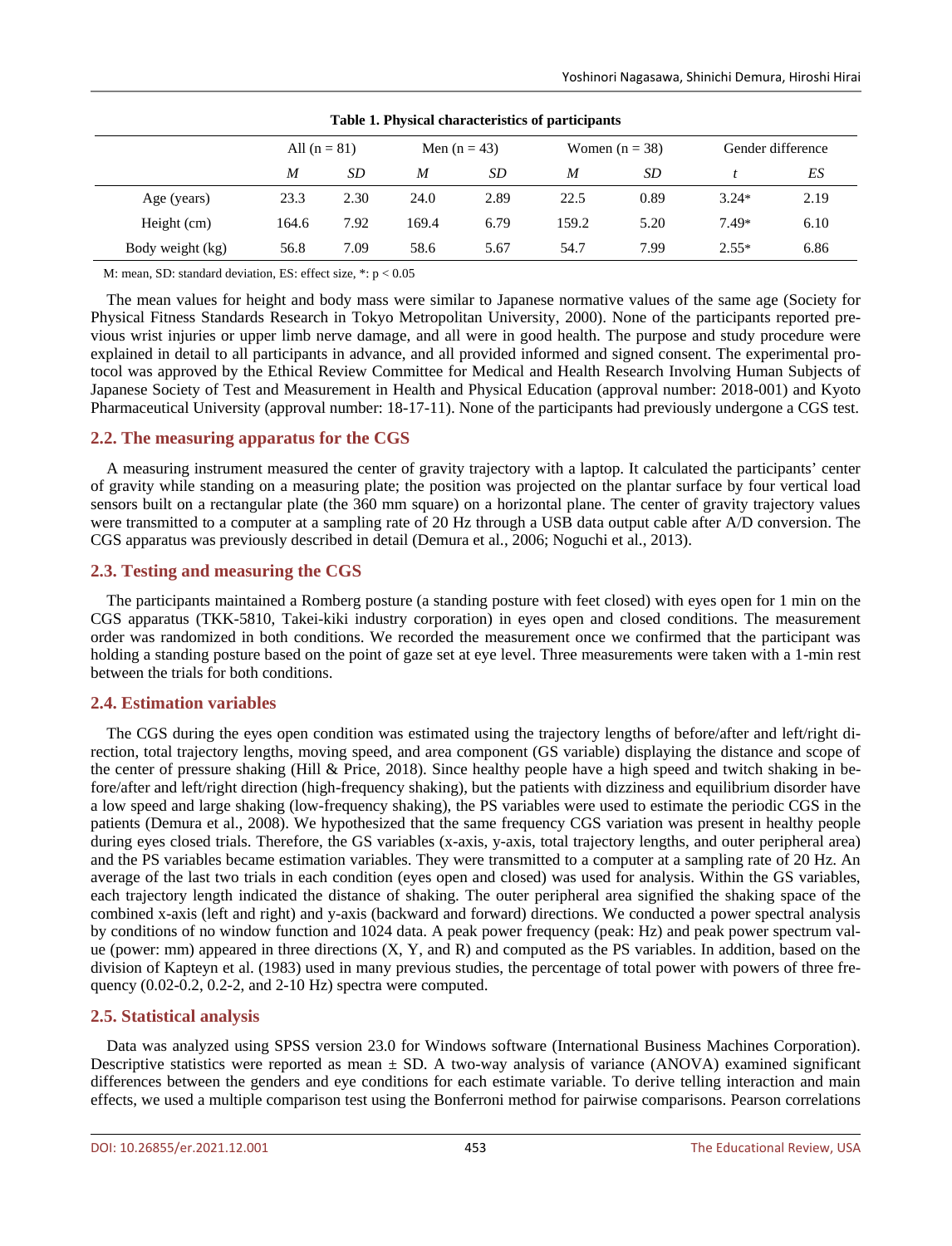**Table 1. Physical characteristics of participants**

| | All (n = 81) | | Men (n = 43) | | Women (n = 38) | | Gender difference | |
|---|---|---|---|---|---|---|---|---|
| | *M* | *SD* | *M* | *SD* | *M* | *SD* | *t* | *ES* |
| Age (years) | 23.3 | 2.30 | 24.0 | 2.89 | 22.5 | 0.89 | 3.24* | 2.19 |
| Height (cm) | 164.6 | 7.92 | 169.4 | 6.79 | 159.2 | 5.20 | 7.49* | 6.10 |
| Body weight (kg) | 56.8 | 7.09 | 58.6 | 5.67 | 54.7 | 7.99 | 2.55* | 6.86 |

M: mean, SD: standard deviation, ES: effect size, *: $p < 0.05$

The mean values for height and body mass were similar to Japanese normative values of the same age (Society for Physical Fitness Standards Research in Tokyo Metropolitan University, 2000). None of the participants reported previous wrist injuries or upper limb nerve damage, and all were in good health. The purpose and study procedure were explained in detail to all participants in advance, and all provided informed and signed consent. The experimental protocol was approved by the Ethical Review Committee for Medical and Health Research Involving Human Subjects of Japanese Society of Test and Measurement in Health and Physical Education (approval number: 2018-001) and Kyoto Pharmaceutical University (approval number: 18-17-11). None of the participants had previously undergone a CGS test.

## 2.2. The measuring apparatus for the CGS

A measuring instrument measured the center of gravity trajectory with a laptop. It calculated the participants' center of gravity while standing on a measuring plate; the position was projected on the plantar surface by four vertical load sensors built on a rectangular plate (the 360 mm square) on a horizontal plane. The center of gravity trajectory values were transmitted to a computer at a sampling rate of 20 Hz through a USB data output cable after A/D conversion. The CGS apparatus was previously described in detail (Demura et al., 2006; Noguchi et al., 2013).

## 2.3. Testing and measuring the CGS

The participants maintained a Romberg posture (a standing posture with feet closed) with eyes open for 1 min on the CGS apparatus (TKK-5810, Takei-kiki industry corporation) in eyes open and closed conditions. The measurement order was randomized in both conditions. We recorded the measurement once we confirmed that the participant was holding a standing posture based on the point of gaze set at eye level. Three measurements were taken with a 1-min rest between the trials for both conditions.

## 2.4. Estimation variables

The CGS during the eyes open condition was estimated using the trajectory lengths of before/after and left/right direction, total trajectory lengths, moving speed, and area component (GS variable) displaying the distance and scope of the center of pressure shaking (Hill & Price, 2018). Since healthy people have a high speed and twitch shaking in before/after and left/right direction (high-frequency shaking), but the patients with dizziness and equilibrium disorder have a low speed and large shaking (low-frequency shaking), the PS variables were used to estimate the periodic CGS in the patients (Demura et al., 2008). We hypothesized that the same frequency CGS variation was present in healthy people during eyes closed trials. Therefore, the GS variables (x-axis, y-axis, total trajectory lengths, and outer peripheral area) and the PS variables became estimation variables. They were transmitted to a computer at a sampling rate of 20 Hz. An average of the last two trials in each condition (eyes open and closed) was used for analysis. Within the GS variables, each trajectory length indicated the distance of shaking. The outer peripheral area signified the shaking space of the combined x-axis (left and right) and y-axis (backward and forward) directions. We conducted a power spectral analysis by conditions of no window function and 1024 data. A peak power frequency (peak: Hz) and peak power spectrum value (power: mm) appeared in three directions (X, Y, and R) and computed as the PS variables. In addition, based on the division of Kapteyn et al. (1983) used in many previous studies, the percentage of total power with powers of three frequency (0.02-0.2, 0.2-2, and 2-10 Hz) spectra were computed.

## 2.5. Statistical analysis

Data was analyzed using SPSS version 23.0 for Windows software (International Business Machines Corporation). Descriptive statistics were reported as mean ± SD. A two-way analysis of variance (ANOVA) examined significant differences between the genders and eye conditions for each estimate variable. To derive telling interaction and main effects, we used a multiple comparison test using the Bonferroni method for pairwise comparisons. Pearson correlations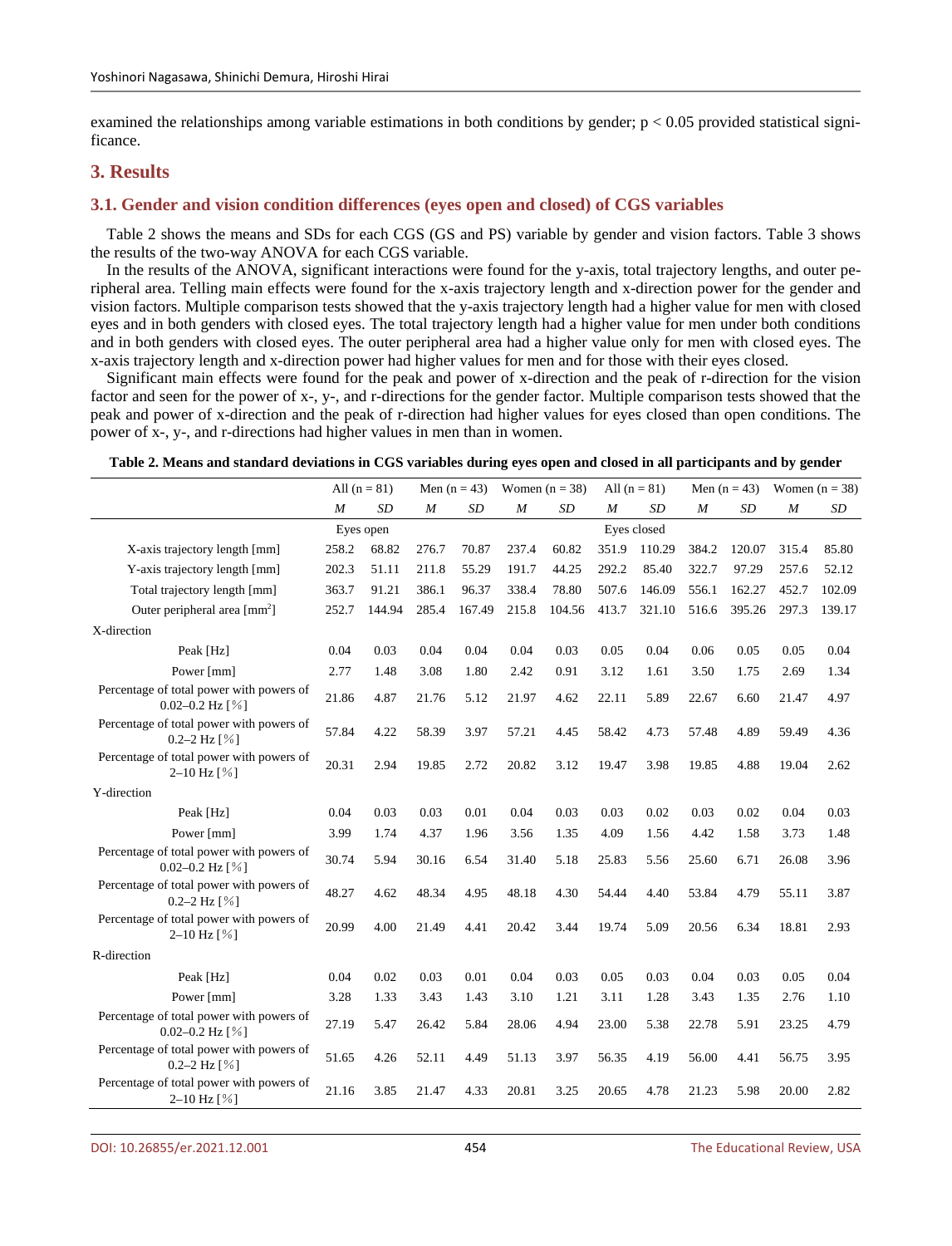examined the relationships among variable estimations in both conditions by gender; $p < 0.05$ provided statistical significance.

## 3. Results

### 3.1. Gender and vision condition differences (eyes open and closed) of CGS variables

Table 2 shows the means and SDs for each CGS (GS and PS) variable by gender and vision factors. Table 3 shows the results of the two-way ANOVA for each CGS variable.

In the results of the ANOVA, significant interactions were found for the y-axis, total trajectory lengths, and outer peripheral area. Telling main effects were found for the x-axis trajectory length and x-direction power for the gender and vision factors. Multiple comparison tests showed that the y-axis trajectory length had a higher value for men with closed eyes and in both genders with closed eyes. The total trajectory length had a higher value for men under both conditions and in both genders with closed eyes. The outer peripheral area had a higher value only for men with closed eyes. The x-axis trajectory length and x-direction power had higher values for men and for those with their eyes closed.

Significant main effects were found for the peak and power of x-direction and the peak of r-direction for the vision factor and seen for the power of x-, y-, and r-directions for the gender factor. Multiple comparison tests showed that the peak and power of x-direction and the peak of r-direction had higher values for eyes closed than open conditions. The power of x-, y-, and r-directions had higher values in men than in women.

**Table 2. Means and standard deviations in CGS variables during eyes open and closed in all participants and by gender**

| | All (n = 81) | | Men (n = 43) | | Women (n = 38) | | All (n = 81) | | Men (n = 43) | | Women (n = 38) | |
|---|---|---|---|---|---|---|---|---|---|---|---|---|
| | *M* | *SD* | *M* | *SD* | *M* | *SD* | *M* | *SD* | *M* | *SD* | *M* | *SD* |
| | Eyes open | | | | | | Eyes closed | | | | | |
| X-axis trajectory length [mm] | 258.2 | 68.82 | 276.7 | 70.87 | 237.4 | 60.82 | 351.9 | 110.29 | 384.2 | 120.07 | 315.4 | 85.80 |
| Y-axis trajectory length [mm] | 202.3 | 51.11 | 211.8 | 55.29 | 191.7 | 44.25 | 292.2 | 85.40 | 322.7 | 97.29 | 257.6 | 52.12 |
| Total trajectory length [mm] | 363.7 | 91.21 | 386.1 | 96.37 | 338.4 | 78.80 | 507.6 | 146.09 | 556.1 | 162.27 | 452.7 | 102.09 |
| Outer peripheral area [mm$^2$] | 252.7 | 144.94 | 285.4 | 167.49 | 215.8 | 104.56 | 413.7 | 321.10 | 516.6 | 395.26 | 297.3 | 139.17 |
| X-direction | | | | | | | | | | | | |
| Peak [Hz] | 0.04 | 0.03 | 0.04 | 0.04 | 0.04 | 0.03 | 0.05 | 0.04 | 0.06 | 0.05 | 0.05 | 0.04 |
| Power [mm] | 2.77 | 1.48 | 3.08 | 1.80 | 2.42 | 0.91 | 3.12 | 1.61 | 3.50 | 1.75 | 2.69 | 1.34 |
| Percentage of total power with powers of 0.02–0.2 Hz [%] | 21.86 | 4.87 | 21.76 | 5.12 | 21.97 | 4.62 | 22.11 | 5.89 | 22.67 | 6.60 | 21.47 | 4.97 |
| Percentage of total power with powers of 0.2–2 Hz [%] | 57.84 | 4.22 | 58.39 | 3.97 | 57.21 | 4.45 | 58.42 | 4.73 | 57.48 | 4.89 | 59.49 | 4.36 |
| Percentage of total power with powers of 2–10 Hz [%] | 20.31 | 2.94 | 19.85 | 2.72 | 20.82 | 3.12 | 19.47 | 3.98 | 19.85 | 4.88 | 19.04 | 2.62 |
| Y-direction | | | | | | | | | | | | |
| Peak [Hz] | 0.04 | 0.03 | 0.03 | 0.01 | 0.04 | 0.03 | 0.03 | 0.02 | 0.03 | 0.02 | 0.04 | 0.03 |
| Power [mm] | 3.99 | 1.74 | 4.37 | 1.96 | 3.56 | 1.35 | 4.09 | 1.56 | 4.42 | 1.58 | 3.73 | 1.48 |
| Percentage of total power with powers of 0.02–0.2 Hz [%] | 30.74 | 5.94 | 30.16 | 6.54 | 31.40 | 5.18 | 25.83 | 5.56 | 25.60 | 6.71 | 26.08 | 3.96 |
| Percentage of total power with powers of 0.2–2 Hz [%] | 48.27 | 4.62 | 48.34 | 4.95 | 48.18 | 4.30 | 54.44 | 4.40 | 53.84 | 4.79 | 55.11 | 3.87 |
| Percentage of total power with powers of 2–10 Hz [%] | 20.99 | 4.00 | 21.49 | 4.41 | 20.42 | 3.44 | 19.74 | 5.09 | 20.56 | 6.34 | 18.81 | 2.93 |
| R-direction | | | | | | | | | | | | |
| Peak [Hz] | 0.04 | 0.02 | 0.03 | 0.01 | 0.04 | 0.03 | 0.05 | 0.03 | 0.04 | 0.03 | 0.05 | 0.04 |
| Power [mm] | 3.28 | 1.33 | 3.43 | 1.43 | 3.10 | 1.21 | 3.11 | 1.28 | 3.43 | 1.35 | 2.76 | 1.10 |
| Percentage of total power with powers of 0.02–0.2 Hz [%] | 27.19 | 5.47 | 26.42 | 5.84 | 28.06 | 4.94 | 23.00 | 5.38 | 22.78 | 5.91 | 23.25 | 4.79 |
| Percentage of total power with powers of 0.2–2 Hz [%] | 51.65 | 4.26 | 52.11 | 4.49 | 51.13 | 3.97 | 56.35 | 4.19 | 56.00 | 4.41 | 56.75 | 3.95 |
| Percentage of total power with powers of 2–10 Hz [%] | 21.16 | 3.85 | 21.47 | 4.33 | 20.81 | 3.25 | 20.65 | 4.78 | 21.23 | 5.98 | 20.00 | 2.82 |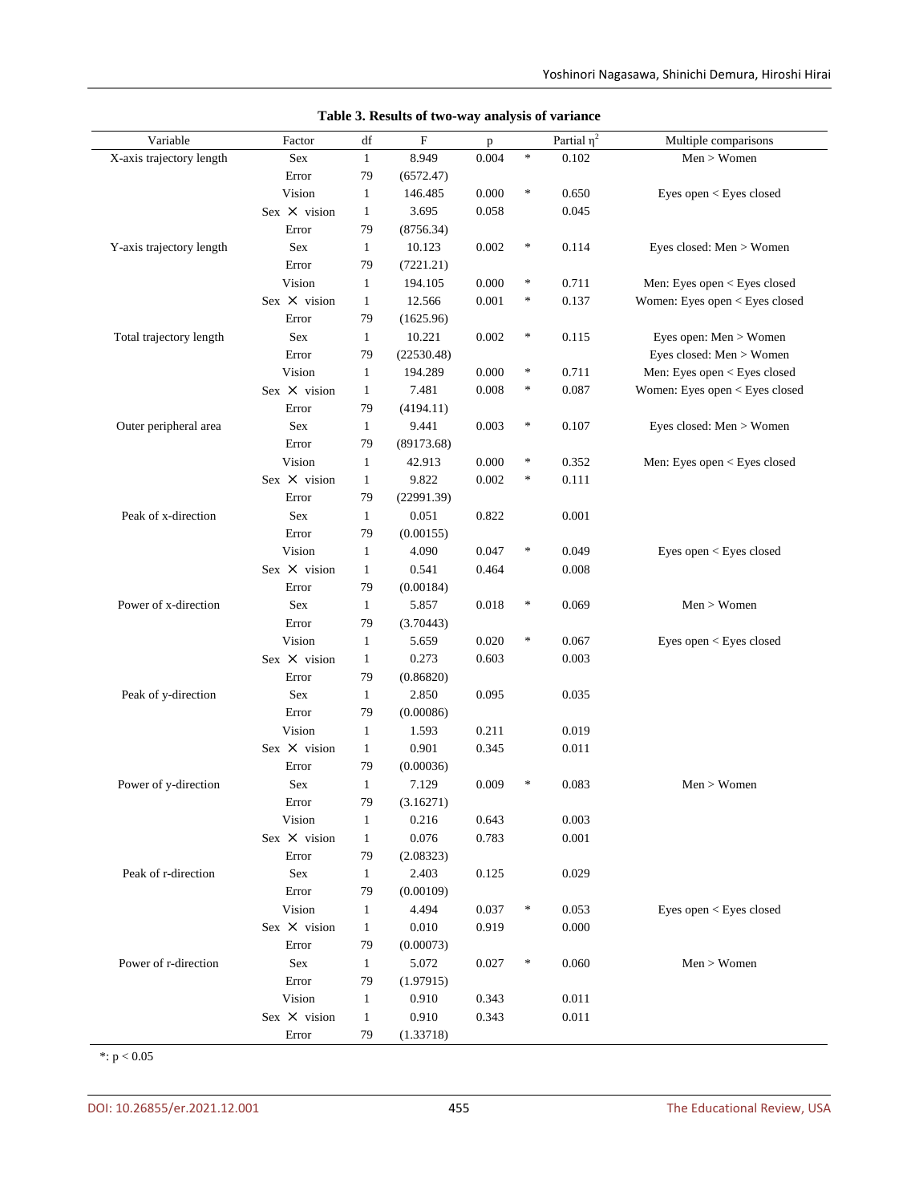**Table 3. Results of two-way analysis of variance**

| Variable | Factor | df | F | p | | Partial $\eta^2$ | Multiple comparisons |
|---|---|---|---|---|---|---|---|
| X-axis trajectory length | Sex | 1 | 8.949 | 0.004 | * | 0.102 | Men > Women |
| | Error | 79 | (6572.47) | | | | |
| | Vision | 1 | 146.485 | 0.000 | * | 0.650 | Eyes open < Eyes closed |
| | Sex × vision | 1 | 3.695 | 0.058 | | 0.045 | |
| | Error | 79 | (8756.34) | | | | |
| Y-axis trajectory length | Sex | 1 | 10.123 | 0.002 | * | 0.114 | Eyes closed: Men > Women |
| | Error | 79 | (7221.21) | | | | |
| | Vision | 1 | 194.105 | 0.000 | * | 0.711 | Men: Eyes open < Eyes closed |
| | Sex × vision | 1 | 12.566 | 0.001 | * | 0.137 | Women: Eyes open < Eyes closed |
| | Error | 79 | (1625.96) | | | | |
| Total trajectory length | Sex | 1 | 10.221 | 0.002 | * | 0.115 | Eyes open: Men > Women |
| | Error | 79 | (22530.48) | | | | Eyes closed: Men > Women |
| | Vision | 1 | 194.289 | 0.000 | * | 0.711 | Men: Eyes open < Eyes closed |
| | Sex × vision | 1 | 7.481 | 0.008 | * | 0.087 | Women: Eyes open < Eyes closed |
| | Error | 79 | (4194.11) | | | | |
| Outer peripheral area | Sex | 1 | 9.441 | 0.003 | * | 0.107 | Eyes closed: Men > Women |
| | Error | 79 | (89173.68) | | | | |
| | Vision | 1 | 42.913 | 0.000 | * | 0.352 | Men: Eyes open < Eyes closed |
| | Sex × vision | 1 | 9.822 | 0.002 | * | 0.111 | |
| | Error | 79 | (22991.39) | | | | |
| Peak of x-direction | Sex | 1 | 0.051 | 0.822 | | 0.001 | |
| | Error | 79 | (0.00155) | | | | |
| | Vision | 1 | 4.090 | 0.047 | * | 0.049 | Eyes open < Eyes closed |
| | Sex × vision | 1 | 0.541 | 0.464 | | 0.008 | |
| | Error | 79 | (0.00184) | | | | |
| Power of x-direction | Sex | 1 | 5.857 | 0.018 | * | 0.069 | Men > Women |
| | Error | 79 | (3.70443) | | | | |
| | Vision | 1 | 5.659 | 0.020 | * | 0.067 | Eyes open < Eyes closed |
| | Sex × vision | 1 | 0.273 | 0.603 | | 0.003 | |
| | Error | 79 | (0.86820) | | | | |
| Peak of y-direction | Sex | 1 | 2.850 | 0.095 | | 0.035 | |
| | Error | 79 | (0.00086) | | | | |
| | Vision | 1 | 1.593 | 0.211 | | 0.019 | |
| | Sex × vision | 1 | 0.901 | 0.345 | | 0.011 | |
| | Error | 79 | (0.00036) | | | | |
| Power of y-direction | Sex | 1 | 7.129 | 0.009 | * | 0.083 | Men > Women |
| | Error | 79 | (3.16271) | | | | |
| | Vision | 1 | 0.216 | 0.643 | | 0.003 | |
| | Sex × vision | 1 | 0.076 | 0.783 | | 0.001 | |
| | Error | 79 | (2.08323) | | | | |
| Peak of r-direction | Sex | 1 | 2.403 | 0.125 | | 0.029 | |
| | Error | 79 | (0.00109) | | | | |
| | Vision | 1 | 4.494 | 0.037 | * | 0.053 | Eyes open < Eyes closed |
| | Sex × vision | 1 | 0.010 | 0.919 | | 0.000 | |
| | Error | 79 | (0.00073) | | | | |
| Power of r-direction | Sex | 1 | 5.072 | 0.027 | * | 0.060 | Men > Women |
| | Error | 79 | (1.97915) | | | | |
| | Vision | 1 | 0.910 | 0.343 | | 0.011 | |
| | Sex × vision | 1 | 0.910 | 0.343 | | 0.011 | |
| | Error | 79 | (1.33718) | | | | |

*: $p < 0.05$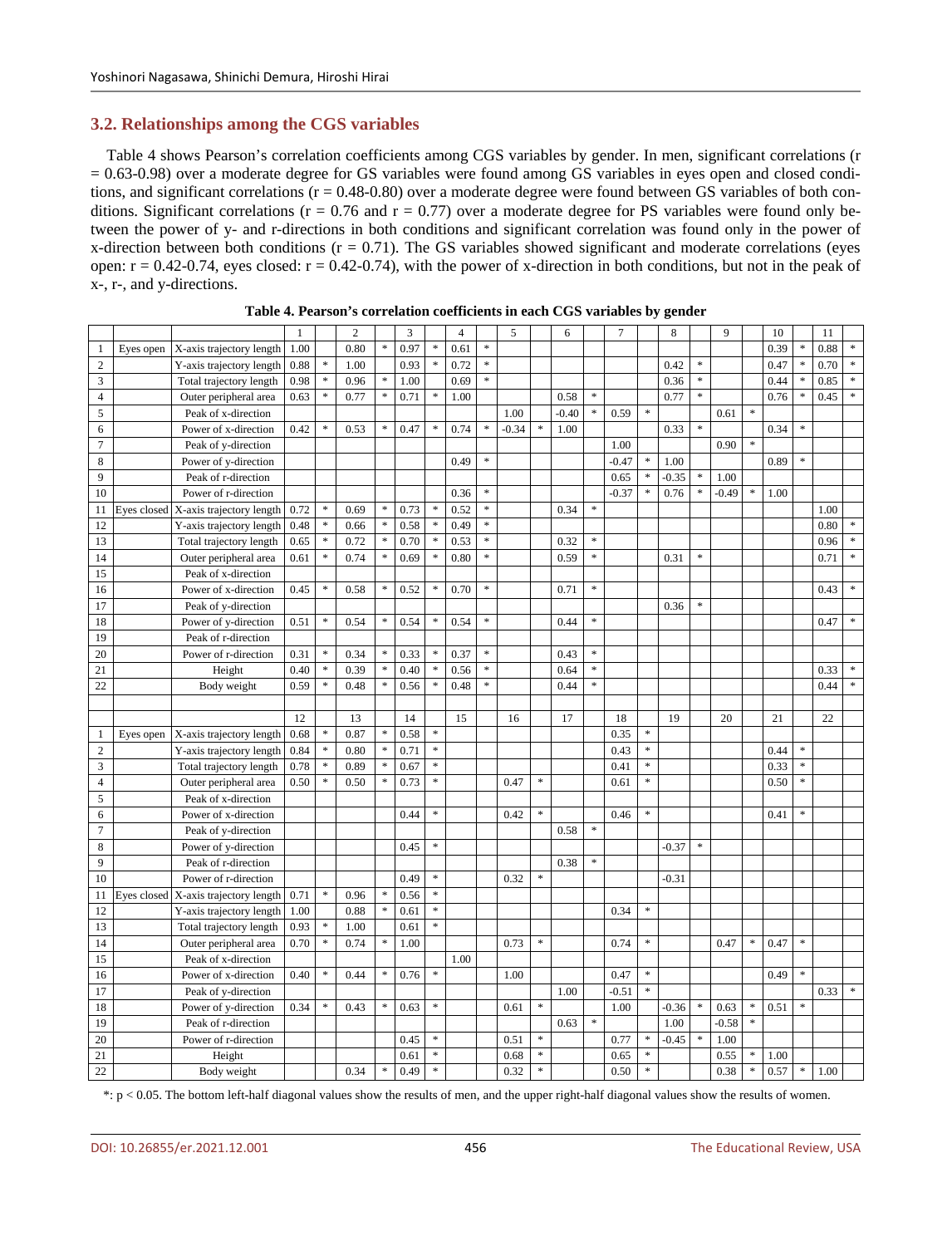### 3.2. Relationships among the CGS variables

Table 4 shows Pearson's correlation coefficients among CGS variables by gender. In men, significant correlations (r = 0.63-0.98) over a moderate degree for GS variables were found among GS variables in eyes open and closed conditions, and significant correlations (r = 0.48-0.80) over a moderate degree were found between GS variables of both conditions. Significant correlations (r = 0.76 and r = 0.77) over a moderate degree for PS variables were found only between the power of y- and r-directions in both conditions and significant correlation was found only in the power of x-direction between both conditions (r = 0.71). The GS variables showed significant and moderate correlations (eyes open: r = 0.42-0.74, eyes closed: r = 0.42-0.74), with the power of x-direction in both conditions, but not in the peak of x-, r-, and y-directions.

**Table 4. Pearson's correlation coefficients in each CGS variables by gender**

| | | | 1 | 2 | 3 | 4 | 5 | 6 | 7 | 8 | 9 | 10 | 11 |
|---|---|---|---|---|---|---|---|---|---|---|---|---|---|
| 1 | Eyes open | X-axis trajectory length | 1.00 | 0.80 * | 0.97 * | 0.61 * | | | | | | 0.39 * | 0.88 * |
| 2 | | Y-axis trajectory length | 0.88 * | 1.00 | 0.93 * | 0.72 * | | | | 0.42 * | | 0.47 * | 0.70 * |
| 3 | | Total trajectory length | 0.98 * | 0.96 * | 1.00 | 0.69 * | | | | 0.36 * | | 0.44 * | 0.85 * |
| 4 | | Outer peripheral area | 0.63 * | 0.77 * | 0.71 * | 1.00 | | 0.58 * | | 0.77 * | | 0.76 * | 0.45 * |
| 5 | | Peak of x-direction | | | | | 1.00 | -0.40 * | 0.59 * | | 0.61 * | | |
| 6 | | Power of x-direction | 0.42 * | 0.53 * | 0.47 * | 0.74 * | -0.34 * | 1.00 | | 0.33 * | | 0.34 * | |
| 7 | | Peak of y-direction | | | | | | | 1.00 | | 0.90 * | | |
| 8 | | Power of y-direction | | | | 0.49 * | | | -0.47 * | 1.00 | | 0.89 * | |
| 9 | | Peak of r-direction | | | | | | | 0.65 * | -0.35 * | 1.00 | | |
| 10 | | Power of r-direction | | | | 0.36 * | | | -0.37 * | 0.76 * | -0.49 * | 1.00 | |
| 11 | Eyes closed | X-axis trajectory length | 0.72 * | 0.69 * | 0.73 * | 0.52 * | | 0.34 * | | | | | 1.00 |
| 12 | | Y-axis trajectory length | 0.48 * | 0.66 * | 0.58 * | 0.49 * | | | | | | | 0.80 * |
| 13 | | Total trajectory length | 0.65 * | 0.72 * | 0.70 * | 0.53 * | | 0.32 * | | | | | 0.96 * |
| 14 | | Outer peripheral area | 0.61 * | 0.74 * | 0.69 * | 0.80 * | | 0.59 * | | 0.31 * | | | 0.71 * |
| 15 | | Peak of x-direction | | | | | | | | | | | |
| 16 | | Power of x-direction | 0.45 * | 0.58 * | 0.52 * | 0.70 * | | 0.71 * | | | | | 0.43 * |
| 17 | | Peak of y-direction | | | | | | | | 0.36 * | | | |
| 18 | | Power of y-direction | 0.51 * | 0.54 * | 0.54 * | 0.54 * | | 0.44 * | | | | | 0.47 * |
| 19 | | Peak of r-direction | | | | | | | | | | | |
| 20 | | Power of r-direction | 0.31 * | 0.34 * | 0.33 * | 0.37 * | | 0.43 * | | | | | |
| 21 | | Height | 0.40 * | 0.39 * | 0.40 * | 0.56 * | | 0.64 * | | | | | 0.33 * |
| 22 | | Body weight | 0.59 * | 0.48 * | 0.56 * | 0.48 * | | 0.44 * | | | | | 0.44 * |

| | | | 12 | 13 | 14 | 15 | 16 | 17 | 18 | 19 | 20 | 21 | 22 |
|---|---|---|---|---|---|---|---|---|---|---|---|---|---|
| 1 | Eyes open | X-axis trajectory length | 0.68 * | 0.87 * | 0.58 * | | | | 0.35 * | | | | |
| 2 | | Y-axis trajectory length | 0.84 * | 0.80 * | 0.71 * | | | | 0.43 * | | | 0.44 * | |
| 3 | | Total trajectory length | 0.78 * | 0.89 * | 0.67 * | | | | 0.41 * | | | 0.33 * | |
| 4 | | Outer peripheral area | 0.50 * | 0.50 * | 0.73 * | | 0.47 * | | 0.61 * | | | 0.50 * | |
| 5 | | Peak of x-direction | | | | | | | | | | | |
| 6 | | Power of x-direction | | | 0.44 * | | 0.42 * | | 0.46 * | | | 0.41 * | |
| 7 | | Peak of y-direction | | | | | | 0.58 * | | | | | |
| 8 | | Power of y-direction | | | 0.45 * | | | | | -0.37 * | | | |
| 9 | | Peak of r-direction | | | | | | 0.38 * | | | | | |
| 10 | | Power of r-direction | | | 0.49 * | | 0.32 * | | | -0.31 | | | |
| 11 | Eyes closed | X-axis trajectory length | 0.71 * | 0.96 * | 0.56 * | | | | | | | | |
| 12 | | Y-axis trajectory length | 1.00 | 0.88 * | 0.61 * | | | | 0.34 * | | | | |
| 13 | | Total trajectory length | 0.93 * | 1.00 | 0.61 * | | | | | | | | |
| 14 | | Outer peripheral area | 0.70 * | 0.74 * | 1.00 | | 0.73 * | | 0.74 * | | 0.47 * | 0.47 * | |
| 15 | | Peak of x-direction | | | | 1.00 | | | | | | | |
| 16 | | Power of x-direction | 0.40 * | 0.44 * | 0.76 * | | 1.00 | | 0.47 * | | | 0.49 * | |
| 17 | | Peak of y-direction | | | | | | 1.00 | -0.51 * | | | | 0.33 * |
| 18 | | Power of y-direction | 0.34 * | 0.43 * | 0.63 * | | 0.61 * | | 1.00 | -0.36 * | 0.63 * | 0.51 * | |
| 19 | | Peak of r-direction | | | | | | 0.63 * | | 1.00 | -0.58 * | | |
| 20 | | Power of r-direction | | | 0.45 * | | 0.51 * | | 0.77 * | -0.45 * | 1.00 | | |
| 21 | | Height | | | 0.61 * | | 0.68 * | | 0.65 * | | 0.55 * | 1.00 | |
| 22 | | Body weight | | 0.34 * | 0.49 * | | 0.32 * | | 0.50 * | | 0.38 * | 0.57 * | 1.00 |

*: $p < 0.05$. The bottom left-half diagonal values show the results of men, and the upper right-half diagonal values show the results of women.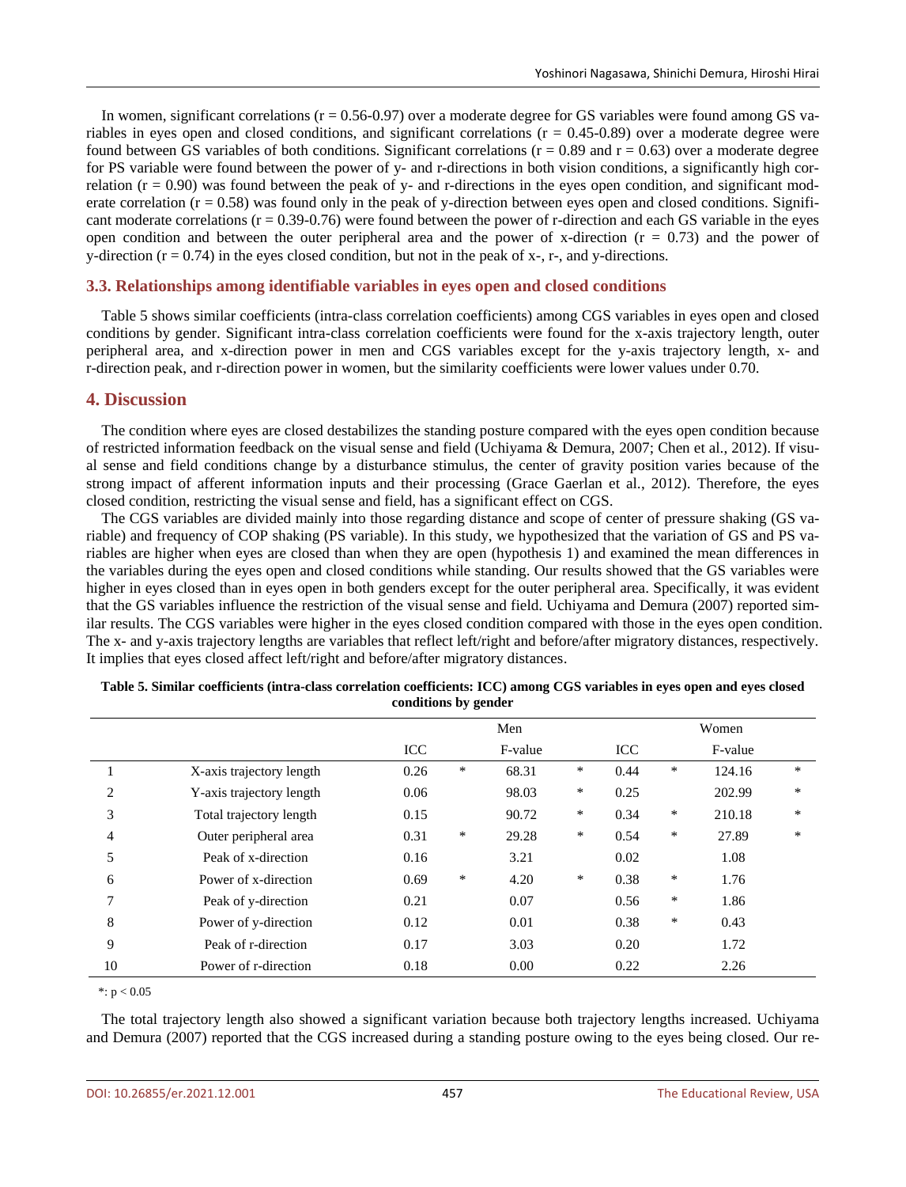In women, significant correlations ($r = 0.56$-$0.97$) over a moderate degree for GS variables were found among GS variables in eyes open and closed conditions, and significant correlations ($r = 0.45$-$0.89$) over a moderate degree were found between GS variables of both conditions. Significant correlations ($r = 0.89$ and $r = 0.63$) over a moderate degree for PS variable were found between the power of y- and r-directions in both vision conditions, a significantly high correlation ($r = 0.90$) was found between the peak of y- and r-directions in the eyes open condition, and significant moderate correlation ($r = 0.58$) was found only in the peak of y-direction between eyes open and closed conditions. Significant moderate correlations ($r = 0.39$-$0.76$) were found between the power of r-direction and each GS variable in the eyes open condition and between the outer peripheral area and the power of x-direction ($r = 0.73$) and the power of y-direction ($r = 0.74$) in the eyes closed condition, but not in the peak of x-, r-, and y-directions.

### 3.3. Relationships among identifiable variables in eyes open and closed conditions

Table 5 shows similar coefficients (intra-class correlation coefficients) among CGS variables in eyes open and closed conditions by gender. Significant intra-class correlation coefficients were found for the x-axis trajectory length, outer peripheral area, and x-direction power in men and CGS variables except for the y-axis trajectory length, x- and r-direction peak, and r-direction power in women, but the similarity coefficients were lower values under 0.70.

## 4. Discussion

The condition where eyes are closed destabilizes the standing posture compared with the eyes open condition because of restricted information feedback on the visual sense and field (Uchiyama & Demura, 2007; Chen et al., 2012). If visual sense and field conditions change by a disturbance stimulus, the center of gravity position varies because of the strong impact of afferent information inputs and their processing (Grace Gaerlan et al., 2012). Therefore, the eyes closed condition, restricting the visual sense and field, has a significant effect on CGS.

The CGS variables are divided mainly into those regarding distance and scope of center of pressure shaking (GS variable) and frequency of COP shaking (PS variable). In this study, we hypothesized that the variation of GS and PS variables are higher when eyes are closed than when they are open (hypothesis 1) and examined the mean differences in the variables during the eyes open and closed conditions while standing. Our results showed that the GS variables were higher in eyes closed than in eyes open in both genders except for the outer peripheral area. Specifically, it was evident that the GS variables influence the restriction of the visual sense and field. Uchiyama and Demura (2007) reported similar results. The CGS variables were higher in the eyes closed condition compared with those in the eyes open condition. The x- and y-axis trajectory lengths are variables that reflect left/right and before/after migratory distances, respectively. It implies that eyes closed affect left/right and before/after migratory distances.

**Table 5. Similar coefficients (intra-class correlation coefficients: ICC) among CGS variables in eyes open and eyes closed conditions by gender**

| | | Men | | | | Women | | | |
|---|---|---|---|---|---|---|---|---|---|
| | | ICC | | F-value | | ICC | | F-value | |
| 1 | X-axis trajectory length | 0.26 | * | 68.31 | * | 0.44 | * | 124.16 | * |
| 2 | Y-axis trajectory length | 0.06 | | 98.03 | * | 0.25 | | 202.99 | * |
| 3 | Total trajectory length | 0.15 | | 90.72 | * | 0.34 | * | 210.18 | * |
| 4 | Outer peripheral area | 0.31 | * | 29.28 | * | 0.54 | * | 27.89 | * |
| 5 | Peak of x-direction | 0.16 | | 3.21 | | 0.02 | | 1.08 | |
| 6 | Power of x-direction | 0.69 | * | 4.20 | * | 0.38 | * | 1.76 | |
| 7 | Peak of y-direction | 0.21 | | 0.07 | | 0.56 | * | 1.86 | |
| 8 | Power of y-direction | 0.12 | | 0.01 | | 0.38 | * | 0.43 | |
| 9 | Peak of r-direction | 0.17 | | 3.03 | | 0.20 | | 1.72 | |
| 10 | Power of r-direction | 0.18 | | 0.00 | | 0.22 | | 2.26 | |

*: $p < 0.05$

The total trajectory length also showed a significant variation because both trajectory lengths increased. Uchiyama and Demura (2007) reported that the CGS increased during a standing posture owing to the eyes being closed. Our re-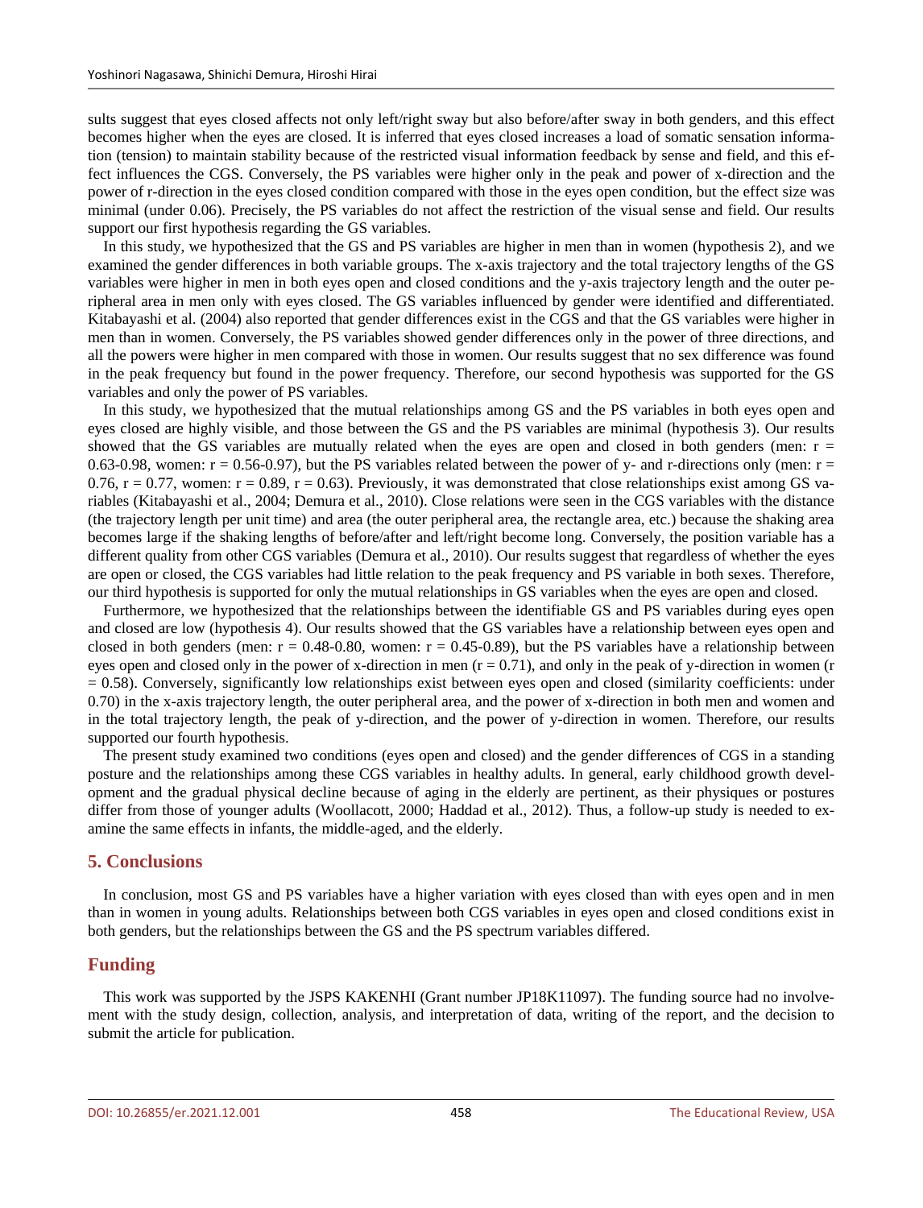sults suggest that eyes closed affects not only left/right sway but also before/after sway in both genders, and this effect becomes higher when the eyes are closed. It is inferred that eyes closed increases a load of somatic sensation information (tension) to maintain stability because of the restricted visual information feedback by sense and field, and this effect influences the CGS. Conversely, the PS variables were higher only in the peak and power of x-direction and the power of r-direction in the eyes closed condition compared with those in the eyes open condition, but the effect size was minimal (under 0.06). Precisely, the PS variables do not affect the restriction of the visual sense and field. Our results support our first hypothesis regarding the GS variables.

In this study, we hypothesized that the GS and PS variables are higher in men than in women (hypothesis 2), and we examined the gender differences in both variable groups. The x-axis trajectory and the total trajectory lengths of the GS variables were higher in men in both eyes open and closed conditions and the y-axis trajectory length and the outer peripheral area in men only with eyes closed. The GS variables influenced by gender were identified and differentiated. Kitabayashi et al. (2004) also reported that gender differences exist in the CGS and that the GS variables were higher in men than in women. Conversely, the PS variables showed gender differences only in the power of three directions, and all the powers were higher in men compared with those in women. Our results suggest that no sex difference was found in the peak frequency but found in the power frequency. Therefore, our second hypothesis was supported for the GS variables and only the power of PS variables.

In this study, we hypothesized that the mutual relationships among GS and the PS variables in both eyes open and eyes closed are highly visible, and those between the GS and the PS variables are minimal (hypothesis 3). Our results showed that the GS variables are mutually related when the eyes are open and closed in both genders (men: $r = 0.63$-$0.98$, women: $r = 0.56$-$0.97$), but the PS variables related between the power of y- and r-directions only (men: $r = 0.76$, $r = 0.77$, women: $r = 0.89$, $r = 0.63$). Previously, it was demonstrated that close relationships exist among GS variables (Kitabayashi et al., 2004; Demura et al., 2010). Close relations were seen in the CGS variables with the distance (the trajectory length per unit time) and area (the outer peripheral area, the rectangle area, etc.) because the shaking area becomes large if the shaking lengths of before/after and left/right become long. Conversely, the position variable has a different quality from other CGS variables (Demura et al., 2010). Our results suggest that regardless of whether the eyes are open or closed, the CGS variables had little relation to the peak frequency and PS variable in both sexes. Therefore, our third hypothesis is supported for only the mutual relationships in GS variables when the eyes are open and closed.

Furthermore, we hypothesized that the relationships between the identifiable GS and PS variables during eyes open and closed are low (hypothesis 4). Our results showed that the GS variables have a relationship between eyes open and closed in both genders (men: $r = 0.48$-$0.80$, women: $r = 0.45$-$0.89$), but the PS variables have a relationship between eyes open and closed only in the power of x-direction in men ($r = 0.71$), and only in the peak of y-direction in women ($r = 0.58$). Conversely, significantly low relationships exist between eyes open and closed (similarity coefficients: under 0.70) in the x-axis trajectory length, the outer peripheral area, and the power of x-direction in both men and women and in the total trajectory length, the peak of y-direction, and the power of y-direction in women. Therefore, our results supported our fourth hypothesis.

The present study examined two conditions (eyes open and closed) and the gender differences of CGS in a standing posture and the relationships among these CGS variables in healthy adults. In general, early childhood growth development and the gradual physical decline because of aging in the elderly are pertinent, as their physiques or postures differ from those of younger adults (Woollacott, 2000; Haddad et al., 2012). Thus, a follow-up study is needed to examine the same effects in infants, the middle-aged, and the elderly.

## 5. Conclusions

In conclusion, most GS and PS variables have a higher variation with eyes closed than with eyes open and in men than in women in young adults. Relationships between both CGS variables in eyes open and closed conditions exist in both genders, but the relationships between the GS and the PS spectrum variables differed.

## Funding

This work was supported by the JSPS KAKENHI (Grant number JP18K11097). The funding source had no involvement with the study design, collection, analysis, and interpretation of data, writing of the report, and the decision to submit the article for publication.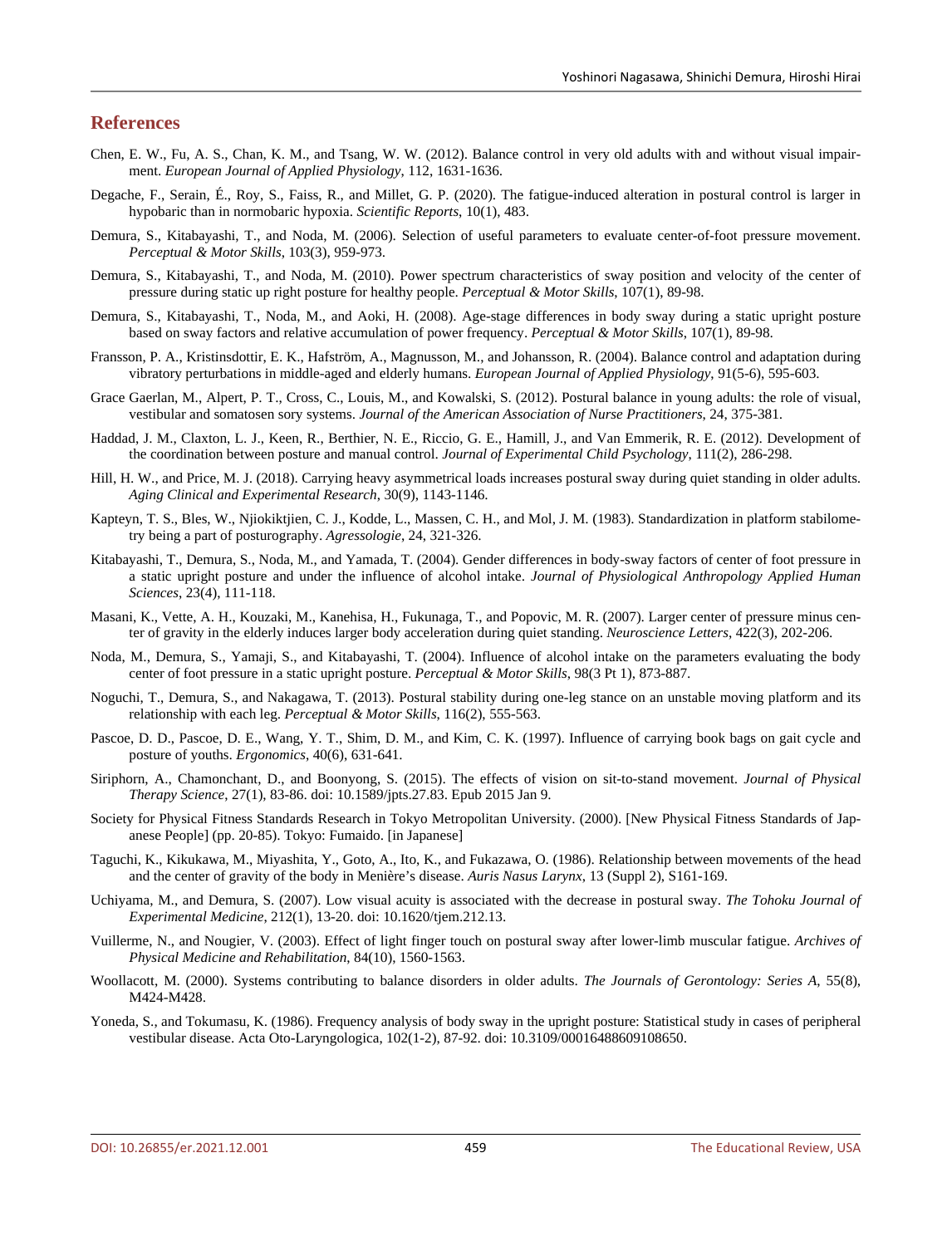## References

Chen, E. W., Fu, A. S., Chan, K. M., and Tsang, W. W. (2012). Balance control in very old adults with and without visual impairment. *European Journal of Applied Physiology*, 112, 1631-1636.

Degache, F., Serain, É., Roy, S., Faiss, R., and Millet, G. P. (2020). The fatigue-induced alteration in postural control is larger in hypobaric than in normobaric hypoxia. *Scientific Reports*, 10(1), 483.

Demura, S., Kitabayashi, T., and Noda, M. (2006). Selection of useful parameters to evaluate center-of-foot pressure movement. *Perceptual & Motor Skills*, 103(3), 959-973.

Demura, S., Kitabayashi, T., and Noda, M. (2010). Power spectrum characteristics of sway position and velocity of the center of pressure during static up right posture for healthy people. *Perceptual & Motor Skills*, 107(1), 89-98.

Demura, S., Kitabayashi, T., Noda, M., and Aoki, H. (2008). Age-stage differences in body sway during a static upright posture based on sway factors and relative accumulation of power frequency. *Perceptual & Motor Skills*, 107(1), 89-98.

Fransson, P. A., Kristinsdottir, E. K., Hafström, A., Magnusson, M., and Johansson, R. (2004). Balance control and adaptation during vibratory perturbations in middle-aged and elderly humans. *European Journal of Applied Physiology*, 91(5-6), 595-603.

Grace Gaerlan, M., Alpert, P. T., Cross, C., Louis, M., and Kowalski, S. (2012). Postural balance in young adults: the role of visual, vestibular and somatosen sory systems. *Journal of the American Association of Nurse Practitioners*, 24, 375-381.

Haddad, J. M., Claxton, L. J., Keen, R., Berthier, N. E., Riccio, G. E., Hamill, J., and Van Emmerik, R. E. (2012). Development of the coordination between posture and manual control. *Journal of Experimental Child Psychology*, 111(2), 286-298.

Hill, H. W., and Price, M. J. (2018). Carrying heavy asymmetrical loads increases postural sway during quiet standing in older adults. *Aging Clinical and Experimental Research*, 30(9), 1143-1146.

Kapteyn, T. S., Bles, W., Njiokiktjien, C. J., Kodde, L., Massen, C. H., and Mol, J. M. (1983). Standardization in platform stabilometry being a part of posturography. *Agressologie*, 24, 321-326.

Kitabayashi, T., Demura, S., Noda, M., and Yamada, T. (2004). Gender differences in body-sway factors of center of foot pressure in a static upright posture and under the influence of alcohol intake. *Journal of Physiological Anthropology Applied Human Sciences*, 23(4), 111-118.

Masani, K., Vette, A. H., Kouzaki, M., Kanehisa, H., Fukunaga, T., and Popovic, M. R. (2007). Larger center of pressure minus center of gravity in the elderly induces larger body acceleration during quiet standing. *Neuroscience Letters*, 422(3), 202-206.

Noda, M., Demura, S., Yamaji, S., and Kitabayashi, T. (2004). Influence of alcohol intake on the parameters evaluating the body center of foot pressure in a static upright posture. *Perceptual & Motor Skills*, 98(3 Pt 1), 873-887.

Noguchi, T., Demura, S., and Nakagawa, T. (2013). Postural stability during one-leg stance on an unstable moving platform and its relationship with each leg. *Perceptual & Motor Skills*, 116(2), 555-563.

Pascoe, D. D., Pascoe, D. E., Wang, Y. T., Shim, D. M., and Kim, C. K. (1997). Influence of carrying book bags on gait cycle and posture of youths. *Ergonomics*, 40(6), 631-641.

Siriphorn, A., Chamonchant, D., and Boonyong, S. (2015). The effects of vision on sit-to-stand movement. *Journal of Physical Therapy Science*, 27(1), 83-86. doi: 10.1589/jpts.27.83. Epub 2015 Jan 9.

Society for Physical Fitness Standards Research in Tokyo Metropolitan University. (2000). [New Physical Fitness Standards of Japanese People] (pp. 20-85). Tokyo: Fumaido. [in Japanese]

Taguchi, K., Kikukawa, M., Miyashita, Y., Goto, A., Ito, K., and Fukazawa, O. (1986). Relationship between movements of the head and the center of gravity of the body in Menière's disease. *Auris Nasus Larynx*, 13 (Suppl 2), S161-169.

Uchiyama, M., and Demura, S. (2007). Low visual acuity is associated with the decrease in postural sway. *The Tohoku Journal of Experimental Medicine*, 212(1), 13-20. doi: 10.1620/tjem.212.13.

Vuillerme, N., and Nougier, V. (2003). Effect of light finger touch on postural sway after lower-limb muscular fatigue. *Archives of Physical Medicine and Rehabilitation*, 84(10), 1560-1563.

Woollacott, M. (2000). Systems contributing to balance disorders in older adults. *The Journals of Gerontology: Series A*, 55(8), M424-M428.

Yoneda, S., and Tokumasu, K. (1986). Frequency analysis of body sway in the upright posture: Statistical study in cases of peripheral vestibular disease. Acta Oto-Laryngologica, 102(1-2), 87-92. doi: 10.3109/00016488609108650.